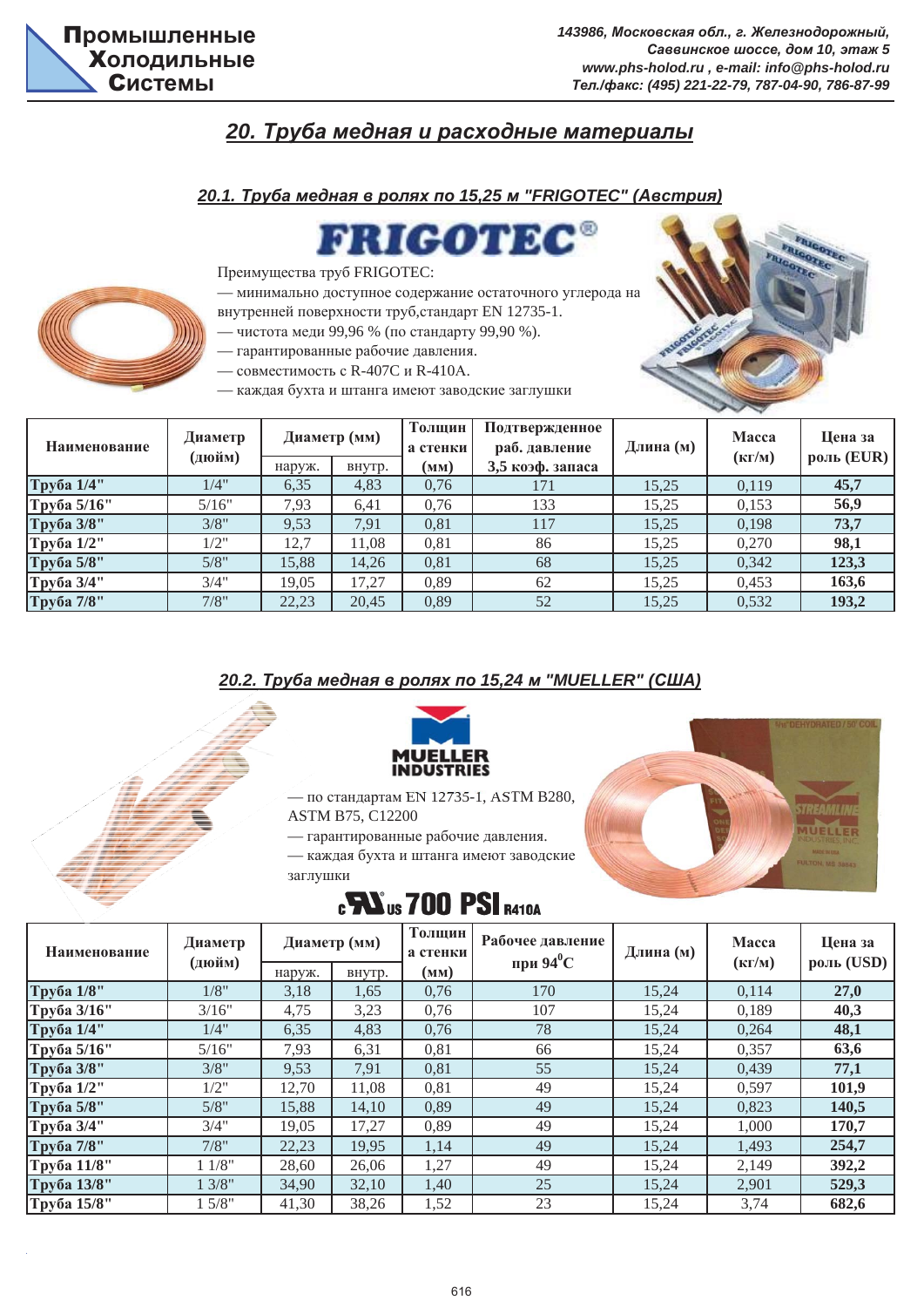# 20. Труба медная и расходные материалы

## 20.1. Труба медная в ролях по 15,25 м "FRIGOTEC" (Австрия)

**FRIGOTEC®**

Преимущества труб FRIGOTEC:

- — минимально доступное содержание остаточного углерода на внутренней поверхности труб,стандарт EN 12735-1.
- — чистота меди 99,96 % (по стандарту 99,90 %).
- — гарантированные рабочие давления.
- — совместимость с R-407C и R-410A.
- — каждая бухта и штанга имеют заводские заглушки

| Наименование | Диаметр (дюйм) | Диаметр (мм) | | Толщина стенки (мм) | Подтвержденное раб. давление 3,5 коэф. запаса | Длина (м) | Масса (кг/м) | Цена за роль (EUR) |
|---|---|---|---|---|---|---|---|---|
| | | наруж. | внутр. | | | | | |
| **Труба 1/4"** | 1/4" | 6,35 | 4,83 | 0,76 | 171 | 15,25 | 0,119 | **45,7** |
| **Труба 5/16"** | 5/16" | 7,93 | 6,41 | 0,76 | 133 | 15,25 | 0,153 | **56,9** |
| **Труба 3/8"** | 3/8" | 9,53 | 7,91 | 0,81 | 117 | 15,25 | 0,198 | **73,7** |
| **Труба 1/2"** | 1/2" | 12,7 | 11,08 | 0,81 | 86 | 15,25 | 0,270 | **98,1** |
| **Труба 5/8"** | 5/8" | 15,88 | 14,26 | 0,81 | 68 | 15,25 | 0,342 | **123,3** |
| **Труба 3/4"** | 3/4" | 19,05 | 17,27 | 0,89 | 62 | 15,25 | 0,453 | **163,6** |
| **Труба 7/8"** | 7/8" | 22,23 | 20,45 | 0,89 | 52 | 15,25 | 0,532 | **193,2** |

## 20.2. Труба медная в ролях по 15,24 м "MUELLER" (США)

**MUELLER INDUSTRIES**

- — по стандартам EN 12735-1, ASTM B280, ASTM B75, C12200
- — гарантированные рабочие давления.
- — каждая бухта и штанга имеют заводские заглушки

**c UL us 700 PSI R410A**

| Наименование | Диаметр (дюйм) | Диаметр (мм) | | Толщина стенки (мм) | Рабочее давление при 94$^0$C | Длина (м) | Масса (кг/м) | Цена за роль (USD) |
|---|---|---|---|---|---|---|---|---|
| | | наруж. | внутр. | | | | | |
| **Труба 1/8"** | 1/8" | 3,18 | 1,65 | 0,76 | 170 | 15,24 | 0,114 | **27,0** |
| **Труба 3/16"** | 3/16" | 4,75 | 3,23 | 0,76 | 107 | 15,24 | 0,189 | **40,3** |
| **Труба 1/4"** | 1/4" | 6,35 | 4,83 | 0,76 | 78 | 15,24 | 0,264 | **48,1** |
| **Труба 5/16"** | 5/16" | 7,93 | 6,31 | 0,81 | 66 | 15,24 | 0,357 | **63,6** |
| **Труба 3/8"** | 3/8" | 9,53 | 7,91 | 0,81 | 55 | 15,24 | 0,439 | **77,1** |
| **Труба 1/2"** | 1/2" | 12,70 | 11,08 | 0,81 | 49 | 15,24 | 0,597 | **101,9** |
| **Труба 5/8"** | 5/8" | 15,88 | 14,10 | 0,89 | 49 | 15,24 | 0,823 | **140,5** |
| **Труба 3/4"** | 3/4" | 19,05 | 17,27 | 0,89 | 49 | 15,24 | 1,000 | **170,7** |
| **Труба 7/8"** | 7/8" | 22,23 | 19,95 | 1,14 | 49 | 15,24 | 1,493 | **254,7** |
| **Труба 11/8"** | 1 1/8" | 28,60 | 26,06 | 1,27 | 49 | 15,24 | 2,149 | **392,2** |
| **Труба 13/8"** | 1 3/8" | 34,90 | 32,10 | 1,40 | 25 | 15,24 | 2,901 | **529,3** |
| **Труба 15/8"** | 1 5/8" | 41,30 | 38,26 | 1,52 | 23 | 15,24 | 3,74 | **682,6** |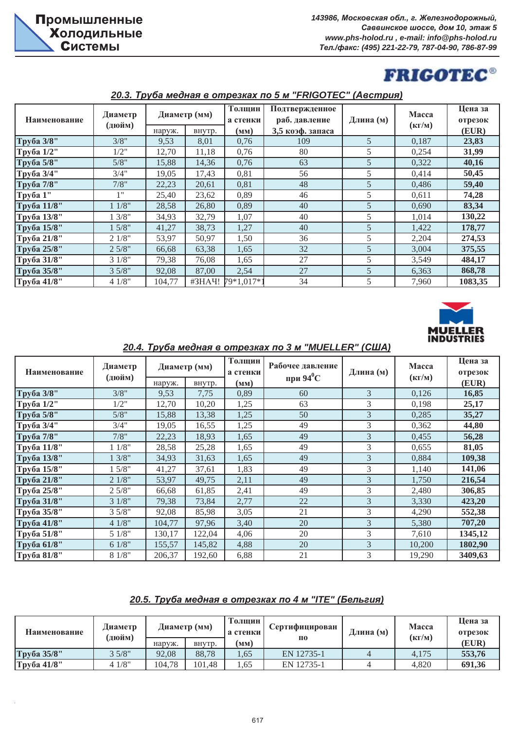**Промышленные Холодильные Системы**

*143986, Московская обл., г. Железнодорожный, Саввинское шоссе, дом 10, этаж 5*
*www.phs-holod.ru , e-mail: info@phs-holod.ru*
*Тел./факс: (495) 221-22-79, 787-04-90, 786-87-99*

FRIGOTEC®

## 20.3. Труба медная в отрезках по 5 м "FRIGOTEC" (Австрия)

| Наименование | Диаметр (дюйм) | Диаметр (мм) | | Толщина стенки (мм) | Подтвержденное раб. давление 3,5 коэф. запаса | Длина (м) | Масса (кг/м) | Цена за отрезок (EUR) |
|---|---|---|---|---|---|---|---|---|
| | | наруж. | внутр. | | | | | |
| **Труба 3/8"** | 3/8" | 9,53 | 8,01 | 0,76 | 109 | 5 | 0,187 | **23,83** |
| **Труба 1/2"** | 1/2" | 12,70 | 11,18 | 0,76 | 80 | 5 | 0,254 | **31,99** |
| **Труба 5/8"** | 5/8" | 15,88 | 14,36 | 0,76 | 63 | 5 | 0,322 | **40,16** |
| **Труба 3/4"** | 3/4" | 19,05 | 17,43 | 0,81 | 56 | 5 | 0,414 | **50,45** |
| **Труба 7/8"** | 7/8" | 22,23 | 20,61 | 0,81 | 48 | 5 | 0,486 | **59,40** |
| **Труба 1"** | 1" | 25,40 | 23,62 | 0,89 | 46 | 5 | 0,611 | **74,28** |
| **Труба 11/8"** | 1 1/8" | 28,58 | 26,80 | 0,89 | 40 | 5 | 0,690 | **83,34** |
| **Труба 13/8"** | 1 3/8" | 34,93 | 32,79 | 1,07 | 40 | 5 | 1,014 | **130,22** |
| **Труба 15/8"** | 1 5/8" | 41,27 | 38,73 | 1,27 | 40 | 5 | 1,422 | **178,77** |
| **Труба 21/8"** | 2 1/8" | 53,97 | 50,97 | 1,50 | 36 | 5 | 2,204 | **274,53** |
| **Труба 25/8"** | 2 5/8" | 66,68 | 63,38 | 1,65 | 32 | 5 | 3,004 | **375,55** |
| **Труба 31/8"** | 3 1/8" | 79,38 | 76,08 | 1,65 | 27 | 5 | 3,549 | **484,17** |
| **Труба 35/8"** | 3 5/8" | 92,08 | 87,00 | 2,54 | 27 | 5 | 6,363 | **868,78** |
| **Труба 41/8"** | 4 1/8" | 104,77 | #ЗНАЧ! | 79*1,017*1 | 34 | 5 | 7,960 | **1083,35** |

MUELLER INDUSTRIES

## 20.4. Труба медная в отрезках по 3 м "MUELLER" (США)

| Наименование | Диаметр (дюйм) | Диаметр (мм) | | Толщина стенки (мм) | Рабочее давление при 94$^0$С | Длина (м) | Масса (кг/м) | Цена за отрезок (EUR) |
|---|---|---|---|---|---|---|---|---|
| | | наруж. | внутр. | | | | | |
| **Труба 3/8"** | 3/8" | 9,53 | 7,75 | 0,89 | 60 | 3 | 0,126 | **16,85** |
| **Труба 1/2"** | 1/2" | 12,70 | 10,20 | 1,25 | 63 | 3 | 0,198 | **25,17** |
| **Труба 5/8"** | 5/8" | 15,88 | 13,38 | 1,25 | 50 | 3 | 0,285 | **35,27** |
| **Труба 3/4"** | 3/4" | 19,05 | 16,55 | 1,25 | 49 | 3 | 0,362 | **44,80** |
| **Труба 7/8"** | 7/8" | 22,23 | 18,93 | 1,65 | 49 | 3 | 0,455 | **56,28** |
| **Труба 11/8"** | 1 1/8" | 28,58 | 25,28 | 1,65 | 49 | 3 | 0,655 | **81,05** |
| **Труба 13/8"** | 1 3/8" | 34,93 | 31,63 | 1,65 | 49 | 3 | 0,884 | **109,38** |
| **Труба 15/8"** | 1 5/8" | 41,27 | 37,61 | 1,83 | 49 | 3 | 1,140 | **141,06** |
| **Труба 21/8"** | 2 1/8" | 53,97 | 49,75 | 2,11 | 49 | 3 | 1,750 | **216,54** |
| **Труба 25/8"** | 2 5/8" | 66,68 | 61,85 | 2,41 | 49 | 3 | 2,480 | **306,85** |
| **Труба 31/8"** | 3 1/8" | 79,38 | 73,84 | 2,77 | 22 | 3 | 3,330 | **423,20** |
| **Труба 35/8"** | 3 5/8" | 92,08 | 85,98 | 3,05 | 21 | 3 | 4,290 | **552,38** |
| **Труба 41/8"** | 4 1/8" | 104,77 | 97,96 | 3,40 | 20 | 3 | 5,380 | **707,20** |
| **Труба 51/8"** | 5 1/8" | 130,17 | 122,04 | 4,06 | 20 | 3 | 7,610 | **1345,12** |
| **Труба 61/8"** | 6 1/8" | 155,57 | 145,82 | 4,88 | 20 | 3 | 10,200 | **1802,90** |
| **Труба 81/8"** | 8 1/8" | 206,37 | 192,60 | 6,88 | 21 | 3 | 19,290 | **3409,63** |

## 20.5. Труба медная в отрезках по 4 м "ITE" (Бельгия)

| Наименование | Диаметр (дюйм) | Диаметр (мм) | | Толщина стенки (мм) | Сертифицирован по | Длина (м) | Масса (кг/м) | Цена за отрезок (EUR) |
|---|---|---|---|---|---|---|---|---|
| | | наруж. | внутр. | | | | | |
| **Труба 35/8"** | 3 5/8" | 92,08 | 88,78 | 1,65 | EN 12735-1 | 4 | 4,175 | **553,76** |
| **Труба 41/8"** | 4 1/8" | 104,78 | 101,48 | 1,65 | EN 12735-1 | 4 | 4,820 | **691,36** |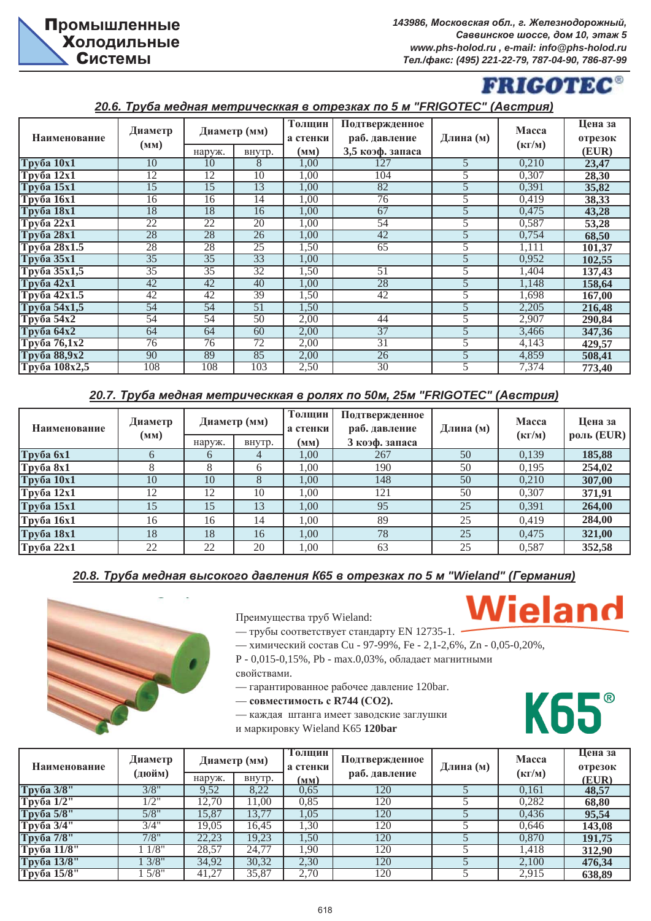**Промышленные Холодильные Системы**

*143986, Московская обл., г. Железнодорожный, Саввинское шоссе, дом 10, этаж 5*
*www.phs-holod.ru , e-mail: info@phs-holod.ru*
*Тел./факс: (495) 221-22-79, 787-04-90, 786-87-99*

**FRIGOTEC®**

## 20.6. Труба медная метрическая в отрезках по 5 м "FRIGOTEC" (Австрия)

| Наименование | Диаметр (мм) | Диаметр (мм) | | Толщина стенки (мм) | Подтвержденное раб. давление 3,5 коэф. запаса | Длина (м) | Масса (кг/м) | Цена за отрезок (EUR) |
|---|---|---|---|---|---|---|---|---|
| | | наруж. | внутр. | | | | | |
| Труба 10x1 | 10 | 10 | 8 | 1,00 | 127 | 5 | 0,210 | 23,47 |
| Труба 12x1 | 12 | 12 | 10 | 1,00 | 104 | 5 | 0,307 | 28,30 |
| Труба 15x1 | 15 | 15 | 13 | 1,00 | 82 | 5 | 0,391 | 35,82 |
| Труба 16x1 | 16 | 16 | 14 | 1,00 | 76 | 5 | 0,419 | 38,33 |
| Труба 18x1 | 18 | 18 | 16 | 1,00 | 67 | 5 | 0,475 | 43,28 |
| Труба 22x1 | 22 | 22 | 20 | 1,00 | 54 | 5 | 0,587 | 53,28 |
| Труба 28x1 | 28 | 28 | 26 | 1,00 | 42 | 5 | 0,754 | 68,50 |
| Труба 28x1.5 | 28 | 28 | 25 | 1,50 | 65 | 5 | 1,111 | 101,37 |
| Труба 35x1 | 35 | 35 | 33 | 1,00 | | 5 | 0,952 | 102,55 |
| Труба 35x1,5 | 35 | 35 | 32 | 1,50 | 51 | 5 | 1,404 | 137,43 |
| Труба 42x1 | 42 | 42 | 40 | 1,00 | 28 | 5 | 1,148 | 158,64 |
| Труба 42x1.5 | 42 | 42 | 39 | 1,50 | 42 | 5 | 1,698 | 167,00 |
| Труба 54x1,5 | 54 | 54 | 51 | 1,50 | | 5 | 2,205 | 216,48 |
| Труба 54x2 | 54 | 54 | 50 | 2,00 | 44 | 5 | 2,907 | 290,84 |
| Труба 64x2 | 64 | 64 | 60 | 2,00 | 37 | 5 | 3,466 | 347,36 |
| Труба 76,1x2 | 76 | 76 | 72 | 2,00 | 31 | 5 | 4,143 | 429,57 |
| Труба 88,9x2 | 90 | 89 | 85 | 2,00 | 26 | 5 | 4,859 | 508,41 |
| Труба 108x2,5 | 108 | 108 | 103 | 2,50 | 30 | 5 | 7,374 | 773,40 |

## 20.7. Труба медная метрическая в ролях по 50м, 25м "FRIGOTEC" (Австрия)

| Наименование | Диаметр (мм) | Диаметр (мм) | | Толщина стенки (мм) | Подтвержденное раб. давление 3 коэф. запаса | Длина (м) | Масса (кг/м) | Цена за роль (EUR) |
|---|---|---|---|---|---|---|---|---|
| | | наруж. | внутр. | | | | | |
| Труба 6x1 | 6 | 6 | 4 | 1,00 | 267 | 50 | 0,139 | 185,88 |
| Труба 8x1 | 8 | 8 | 6 | 1,00 | 190 | 50 | 0,195 | 254,02 |
| Труба 10x1 | 10 | 10 | 8 | 1,00 | 148 | 50 | 0,210 | 307,00 |
| Труба 12x1 | 12 | 12 | 10 | 1,00 | 121 | 50 | 0,307 | 371,91 |
| Труба 15x1 | 15 | 15 | 13 | 1,00 | 95 | 25 | 0,391 | 264,00 |
| Труба 16x1 | 16 | 16 | 14 | 1,00 | 89 | 25 | 0,419 | 284,00 |
| Труба 18x1 | 18 | 18 | 16 | 1,00 | 78 | 25 | 0,475 | 321,00 |
| Труба 22x1 | 22 | 22 | 20 | 1,00 | 63 | 25 | 0,587 | 352,58 |

## 20.8. Труба медная высокого давления K65 в отрезках по 5 м "Wieland" (Германия)

**Wieland**

Преимущества труб Wieland:

— трубы соответствует стандарту EN 12735-1.
— химический состав Cu - 97-99%, Fe - 2,1-2,6%, Zn - 0,05-0,20%, P - 0,015-0,15%, Pb - max.0,03%, обладает магнитными свойствами.
— гарантированное рабочее давление 120bar.
— **совместимость с R744 ($CO_2$).**
— каждая штанга имеет заводские заглушки и маркировку Wieland K65 **120bar**

**K65®**

| Наименование | Диаметр (дюйм) | Диаметр (мм) | | Толщина стенки (мм) | Подтвержденное раб. давление | Длина (м) | Масса (кг/м) | Цена за отрезок (EUR) |
|---|---|---|---|---|---|---|---|---|
| | | наруж. | внутр. | | | | | |
| Труба 3/8" | 3/8" | 9,52 | 8,22 | 0,65 | 120 | 5 | 0,161 | 48,57 |
| Труба 1/2" | 1/2" | 12,70 | 11,00 | 0,85 | 120 | 5 | 0,282 | 68,80 |
| Труба 5/8" | 5/8" | 15,87 | 13,77 | 1,05 | 120 | 5 | 0,436 | 95,54 |
| Труба 3/4" | 3/4" | 19,05 | 16,45 | 1,30 | 120 | 5 | 0,646 | 143,08 |
| Труба 7/8" | 7/8" | 22,23 | 19,23 | 1,50 | 120 | 5 | 0,870 | 191,75 |
| Труба 11/8" | 1 1/8" | 28,57 | 24,77 | 1,90 | 120 | 5 | 1,418 | 312,90 |
| Труба 13/8" | 1 3/8" | 34,92 | 30,32 | 2,30 | 120 | 5 | 2,100 | 476,34 |
| Труба 15/8" | 1 5/8" | 41,27 | 35,87 | 2,70 | 120 | 5 | 2,915 | 638,89 |